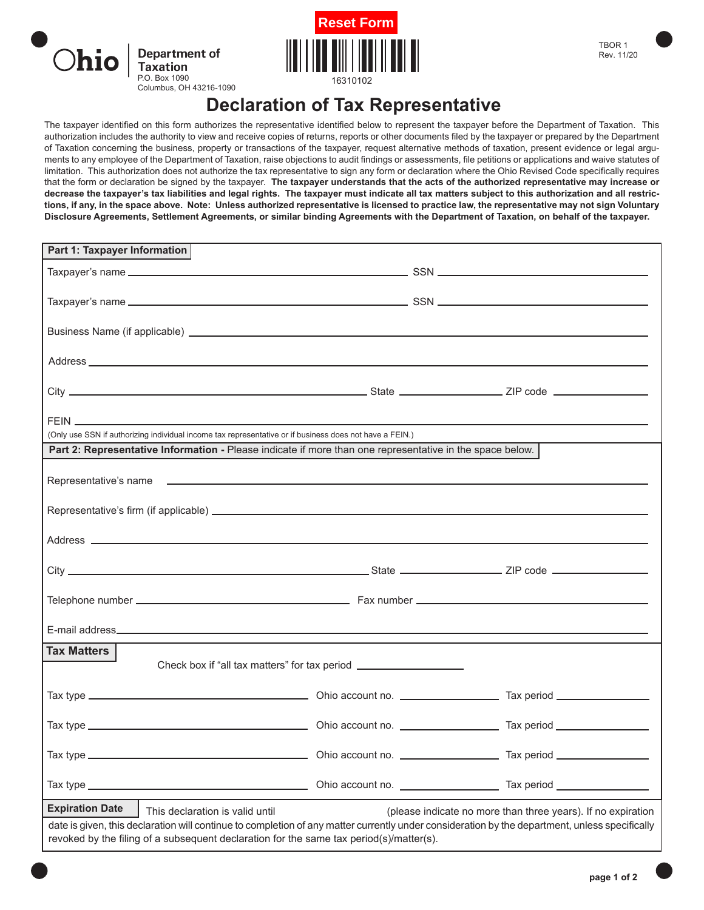Ohio | Department of Taxation
P.O. Box 1090
Columbus, OH 43216-1090

Reset Form

16310102

TBOR 1
Rev. 11/20

# Declaration of Tax Representative

The taxpayer identified on this form authorizes the representative identified below to represent the taxpayer before the Department of Taxation. This authorization includes the authority to view and receive copies of returns, reports or other documents filed by the taxpayer or prepared by the Department of Taxation concerning the business, property or transactions of the taxpayer, request alternative methods of taxation, present evidence or legal arguments to any employee of the Department of Taxation, raise objections to audit findings or assessments, file petitions or applications and waive statutes of limitation. This authorization does not authorize the tax representative to sign any form or declaration where the Ohio Revised Code specifically requires that the form or declaration be signed by the taxpayer. **The taxpayer understands that the acts of the authorized representative may increase or decrease the taxpayer's tax liabilities and legal rights. The taxpayer must indicate all tax matters subject to this authorization and all restrictions, if any, in the space above. Note: Unless authorized representative is licensed to practice law, the representative may not sign Voluntary Disclosure Agreements, Settlement Agreements, or similar binding Agreements with the Department of Taxation, on behalf of the taxpayer.**

## Part 1: Taxpayer Information

Taxpayer's name ____________________ SSN ____________________

Taxpayer's name ____________________ SSN ____________________

Business Name (if applicable) ____________________

Address ____________________

City ____________________ State __________ ZIP code __________

FEIN ____________________

(Only use SSN if authorizing individual income tax representative or if business does not have a FEIN.)

## Part 2: Representative Information - Please indicate if more than one representative in the space below.

Representative's name ____________________

Representative's firm (if applicable) ____________________

Address ____________________

City ____________________ State __________ ZIP code __________

Telephone number ____________________ Fax number ____________________

E-mail address ____________________

## Tax Matters

Check box if "all tax matters" for tax period __________

Tax type ____________________ Ohio account no. __________ Tax period __________

Tax type ____________________ Ohio account no. __________ Tax period __________

Tax type ____________________ Ohio account no. __________ Tax period __________

Tax type ____________________ Ohio account no. __________ Tax period __________

## Expiration Date

This declaration is valid until __________ (please indicate no more than three years). If no expiration date is given, this declaration will continue to completion of any matter currently under consideration by the department, unless specifically revoked by the filing of a subsequent declaration for the same tax period(s)/matter(s).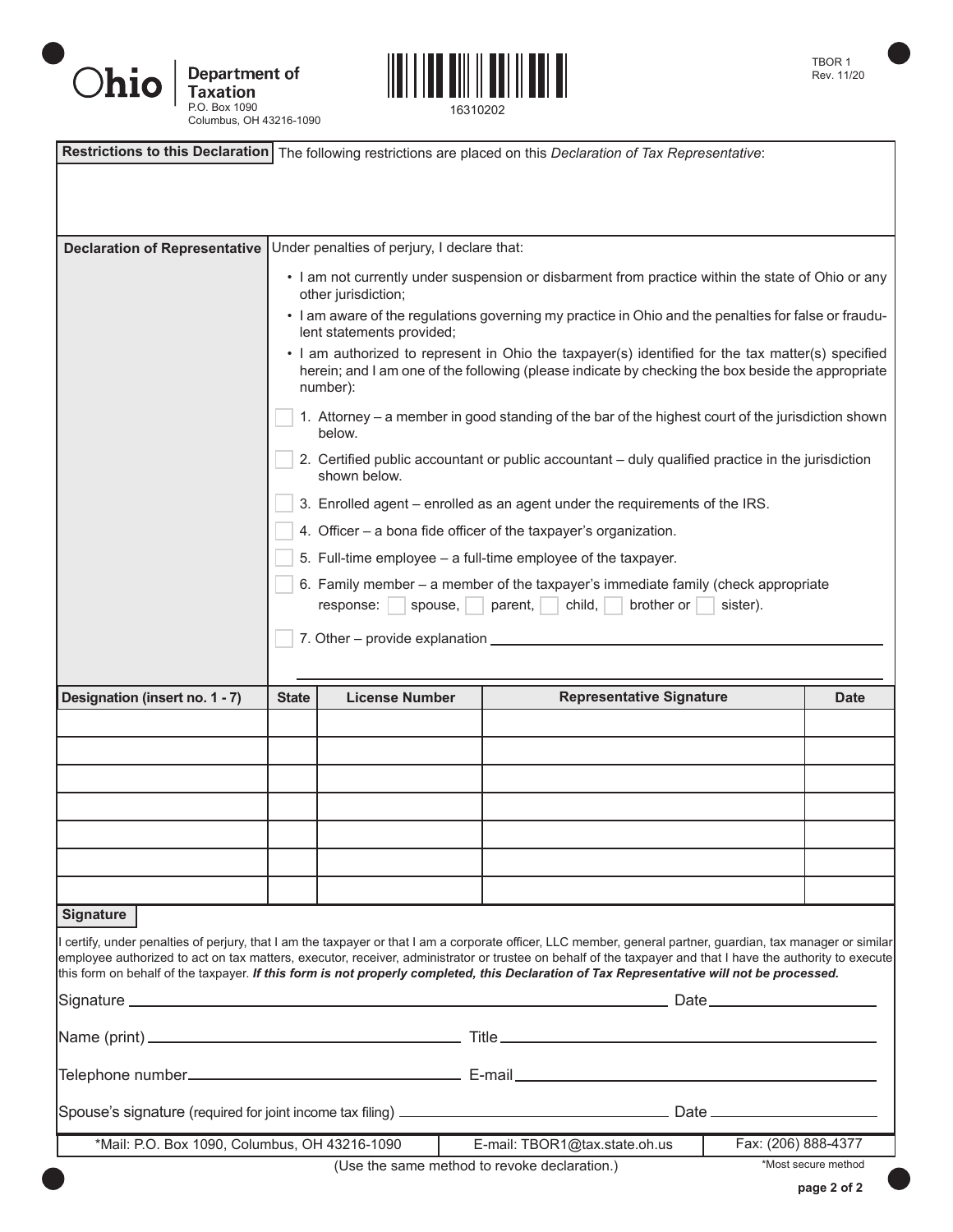Ohio | Department of Taxation
P.O. Box 1090
Columbus, OH 43216-1090

16310202

TBOR 1
Rev. 11/20

**Restrictions to this Declaration** The following restrictions are placed on this *Declaration of Tax Representative*:

**Declaration of Representative**

Under penalties of perjury, I declare that:

- I am not currently under suspension or disbarment from practice within the state of Ohio or any other jurisdiction;
- I am aware of the regulations governing my practice in Ohio and the penalties for false or fraudulent statements provided;
- I am authorized to represent in Ohio the taxpayer(s) identified for the tax matter(s) specified herein; and I am one of the following (please indicate by checking the box beside the appropriate number):

☐ 1. Attorney – a member in good standing of the bar of the highest court of the jurisdiction shown below.

☐ 2. Certified public accountant or public accountant – duly qualified practice in the jurisdiction shown below.

☐ 3. Enrolled agent – enrolled as an agent under the requirements of the IRS.

☐ 4. Officer – a bona fide officer of the taxpayer's organization.

☐ 5. Full-time employee – a full-time employee of the taxpayer.

☐ 6. Family member – a member of the taxpayer's immediate family (check appropriate response: ☐ spouse, ☐ parent, ☐ child, ☐ brother or ☐ sister).

☐ 7. Other – provide explanation ______________________________

| Designation (insert no. 1 - 7) | State | License Number | Representative Signature | Date |
|---|---|---|---|---|
| | | | | |
| | | | | |
| | | | | |
| | | | | |
| | | | | |
| | | | | |
| | | | | |

**Signature**

I certify, under penalties of perjury, that I am the taxpayer or that I am a corporate officer, LLC member, general partner, guardian, tax manager or similar employee authorized to act on tax matters, executor, receiver, administrator or trustee on behalf of the taxpayer and that I have the authority to execute this form on behalf of the taxpayer. ***If this form is not properly completed, this Declaration of Tax Representative will not be processed.***

Signature ______________________________ Date ______________

Name (print) ______________________________ Title ______________________________

Telephone number ______________________________ E-mail ______________________________

Spouse's signature (required for joint income tax filing) ______________________________ Date ______________

| | | |
|---|---|---|
| *Mail: P.O. Box 1090, Columbus, OH 43216-1090 | E-mail: TBOR1@tax.state.oh.us | Fax: (206) 888-4377 |

(Use the same method to revoke declaration.)

*Most secure method